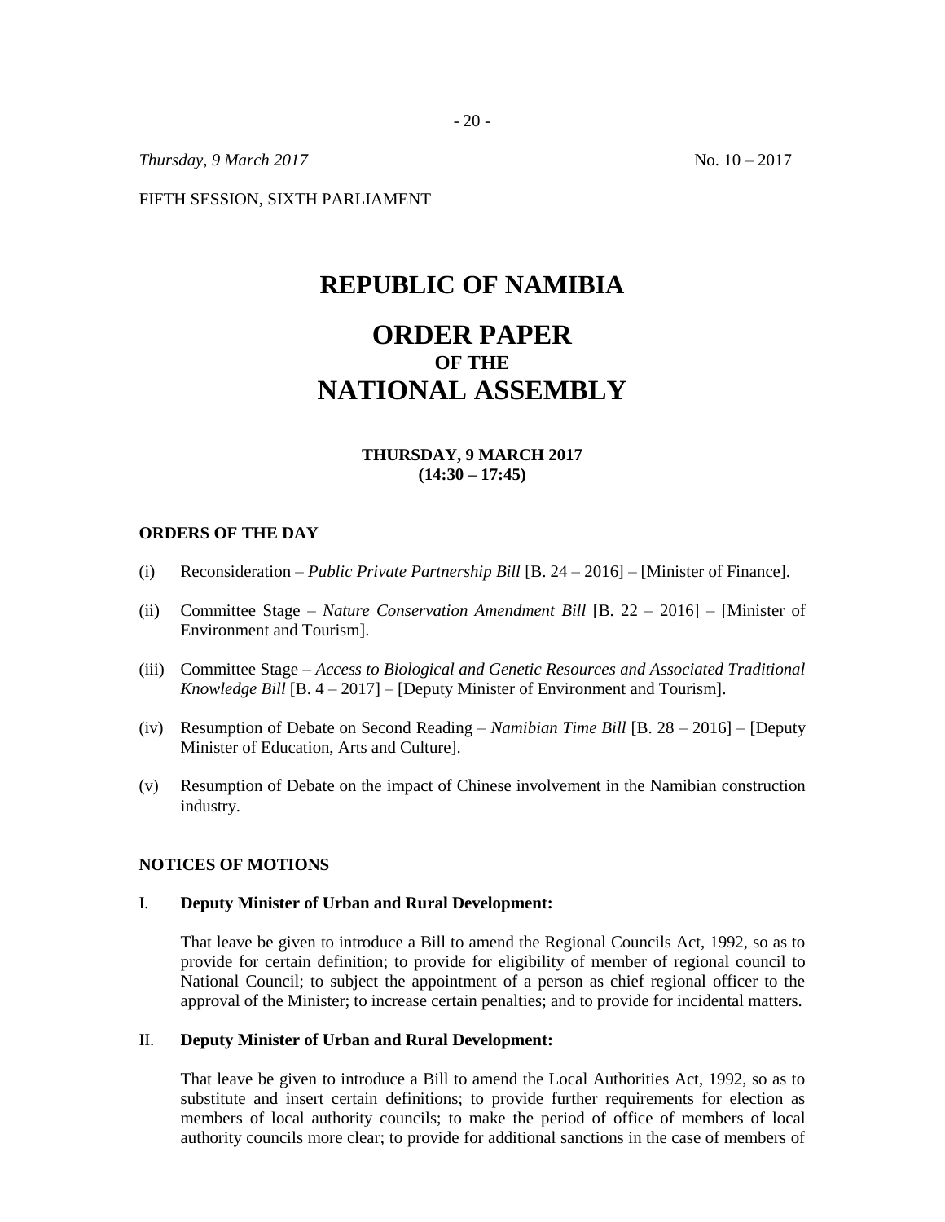*Thursday, 9 March 2017* No. 10 – 2017

FIFTH SESSION, SIXTH PARLIAMENT

# REPUBLIC OF NAMIBIA

# ORDER PAPER
## OF THE
# NATIONAL ASSEMBLY

**THURSDAY, 9 MARCH 2017**
**(14:30 – 17:45)**

### ORDERS OF THE DAY

(i) Reconsideration – *Public Private Partnership Bill* [B. 24 – 2016] – [Minister of Finance].

(ii) Committee Stage – *Nature Conservation Amendment Bill* [B. 22 – 2016] – [Minister of Environment and Tourism].

(iii) Committee Stage – *Access to Biological and Genetic Resources and Associated Traditional Knowledge Bill* [B. 4 – 2017] – [Deputy Minister of Environment and Tourism].

(iv) Resumption of Debate on Second Reading – *Namibian Time Bill* [B. 28 – 2016] – [Deputy Minister of Education, Arts and Culture].

(v) Resumption of Debate on the impact of Chinese involvement in the Namibian construction industry.

### NOTICES OF MOTIONS

I. **Deputy Minister of Urban and Rural Development:**

That leave be given to introduce a Bill to amend the Regional Councils Act, 1992, so as to provide for certain definition; to provide for eligibility of member of regional council to National Council; to subject the appointment of a person as chief regional officer to the approval of the Minister; to increase certain penalties; and to provide for incidental matters.

II. **Deputy Minister of Urban and Rural Development:**

That leave be given to introduce a Bill to amend the Local Authorities Act, 1992, so as to substitute and insert certain definitions; to provide further requirements for election as members of local authority councils; to make the period of office of members of local authority councils more clear; to provide for additional sanctions in the case of members of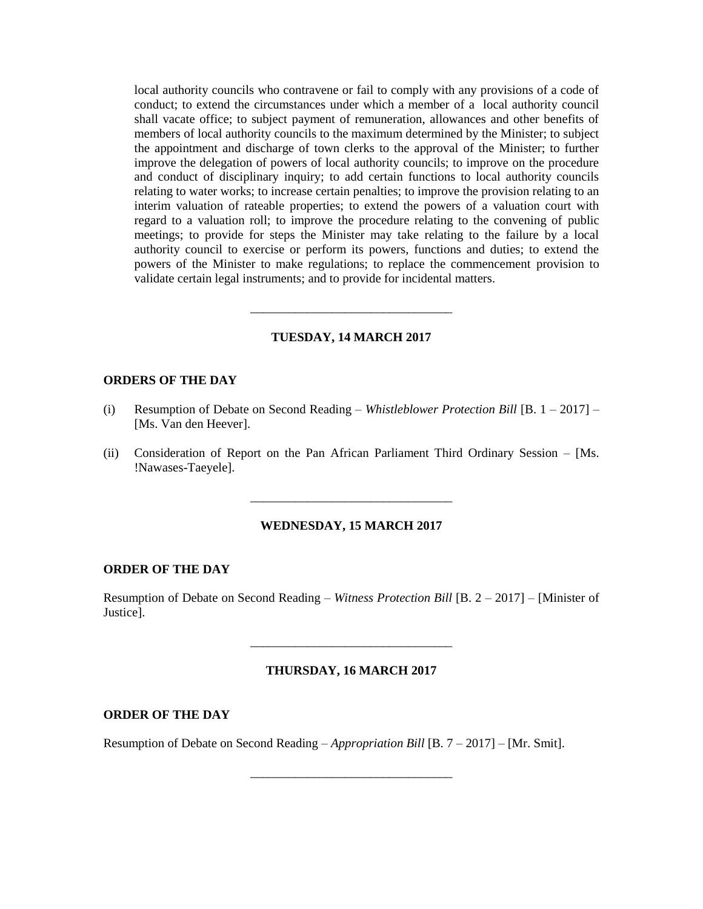local authority councils who contravene or fail to comply with any provisions of a code of conduct; to extend the circumstances under which a member of a local authority council shall vacate office; to subject payment of remuneration, allowances and other benefits of members of local authority councils to the maximum determined by the Minister; to subject the appointment and discharge of town clerks to the approval of the Minister; to further improve the delegation of powers of local authority councils; to improve on the procedure and conduct of disciplinary inquiry; to add certain functions to local authority councils relating to water works; to increase certain penalties; to improve the provision relating to an interim valuation of rateable properties; to extend the powers of a valuation court with regard to a valuation roll; to improve the procedure relating to the convening of public meetings; to provide for steps the Minister may take relating to the failure by a local authority council to exercise or perform its powers, functions and duties; to extend the powers of the Minister to make regulations; to replace the commencement provision to validate certain legal instruments; and to provide for incidental matters.

---

**TUESDAY, 14 MARCH 2017**

**ORDERS OF THE DAY**

(i) Resumption of Debate on Second Reading – *Whistleblower Protection Bill* [B. 1 – 2017] – [Ms. Van den Heever].

(ii) Consideration of Report on the Pan African Parliament Third Ordinary Session – [Ms. !Nawases-Taeyele].

---

**WEDNESDAY, 15 MARCH 2017**

**ORDER OF THE DAY**

Resumption of Debate on Second Reading – *Witness Protection Bill* [B. 2 – 2017] – [Minister of Justice].

---

**THURSDAY, 16 MARCH 2017**

**ORDER OF THE DAY**

Resumption of Debate on Second Reading – *Appropriation Bill* [B. 7 – 2017] – [Mr. Smit].

---